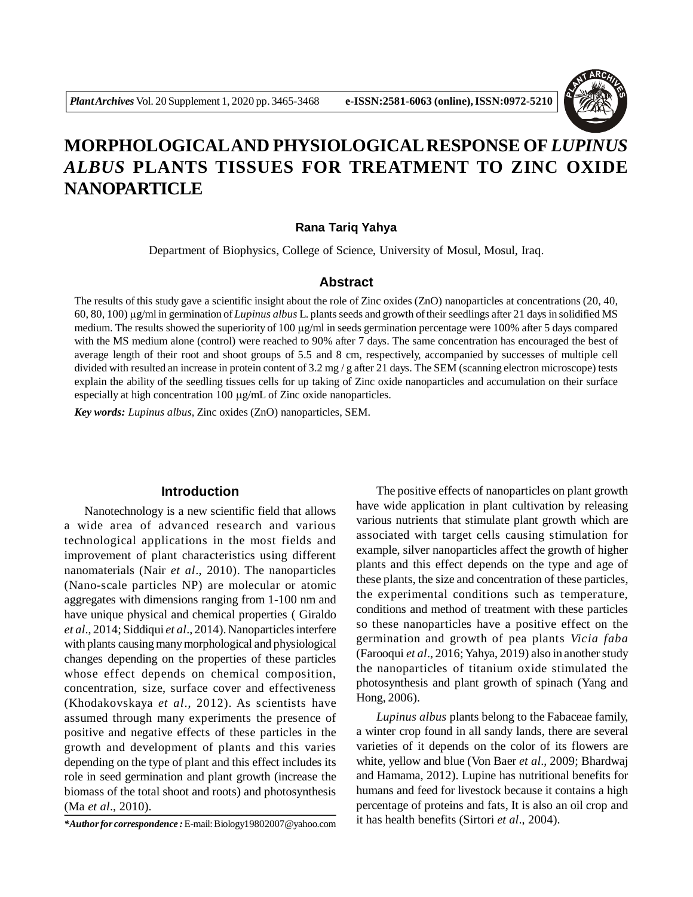# MORPHOLOGICAL AND PHYSIOLOGICAL RESPONSE OF *LUPINUS ALBUS* PLANTS TISSUES FOR TREATMENT TO ZINC OXIDE NANOPARTICLE

**Rana Tariq Yahya**

Department of Biophysics, College of Science, University of Mosul, Mosul, Iraq.

## Abstract

The results of this study gave a scientific insight about the role of Zinc oxides (ZnO) nanoparticles at concentrations (20, 40, 60, 80, 100) μg/ml in germination of *Lupinus albus* L. plants seeds and growth of their seedlings after 21 days in solidified MS medium. The results showed the superiority of 100 μg/ml in seeds germination percentage were 100% after 5 days compared with the MS medium alone (control) were reached to 90% after 7 days. The same concentration has encouraged the best of average length of their root and shoot groups of 5.5 and 8 cm, respectively, accompanied by successes of multiple cell divided with resulted an increase in protein content of 3.2 mg / g after 21 days. The SEM (scanning electron microscope) tests explain the ability of the seedling tissues cells for up taking of Zinc oxide nanoparticles and accumulation on their surface especially at high concentration 100 μg/mL of Zinc oxide nanoparticles.

***Key words:*** *Lupinus albus*, Zinc oxides (ZnO) nanoparticles, SEM.

## Introduction

Nanotechnology is a new scientific field that allows a wide area of advanced research and various technological applications in the most fields and improvement of plant characteristics using different nanomaterials (Nair *et al*., 2010). The nanoparticles (Nano-scale particles NP) are molecular or atomic aggregates with dimensions ranging from 1-100 nm and have unique physical and chemical properties ( Giraldo *et al*., 2014; Siddiqui *et al*., 2014). Nanoparticles interfere with plants causing many morphological and physiological changes depending on the properties of these particles whose effect depends on chemical composition, concentration, size, surface cover and effectiveness (Khodakovskaya *et al*., 2012). As scientists have assumed through many experiments the presence of positive and negative effects of these particles in the growth and development of plants and this varies depending on the type of plant and this effect includes its role in seed germination and plant growth (increase the biomass of the total shoot and roots) and photosynthesis (Ma *et al*., 2010).

The positive effects of nanoparticles on plant growth have wide application in plant cultivation by releasing various nutrients that stimulate plant growth which are associated with target cells causing stimulation for example, silver nanoparticles affect the growth of higher plants and this effect depends on the type and age of these plants, the size and concentration of these particles, the experimental conditions such as temperature, conditions and method of treatment with these particles so these nanoparticles have a positive effect on the germination and growth of pea plants *Vicia faba* (Farooqui *et al*., 2016; Yahya, 2019) also in another study the nanoparticles of titanium oxide stimulated the photosynthesis and plant growth of spinach (Yang and Hong, 2006).

*Lupinus albus* plants belong to the Fabaceae family, a winter crop found in all sandy lands, there are several varieties of it depends on the color of its flowers are white, yellow and blue (Von Baer *et al*., 2009; Bhardwaj and Hamama, 2012). Lupine has nutritional benefits for humans and feed for livestock because it contains a high percentage of proteins and fats, It is also an oil crop and it has health benefits (Sirtori *et al*., 2004).

***Author for correspondence :** E-mail: Biology19802007@yahoo.com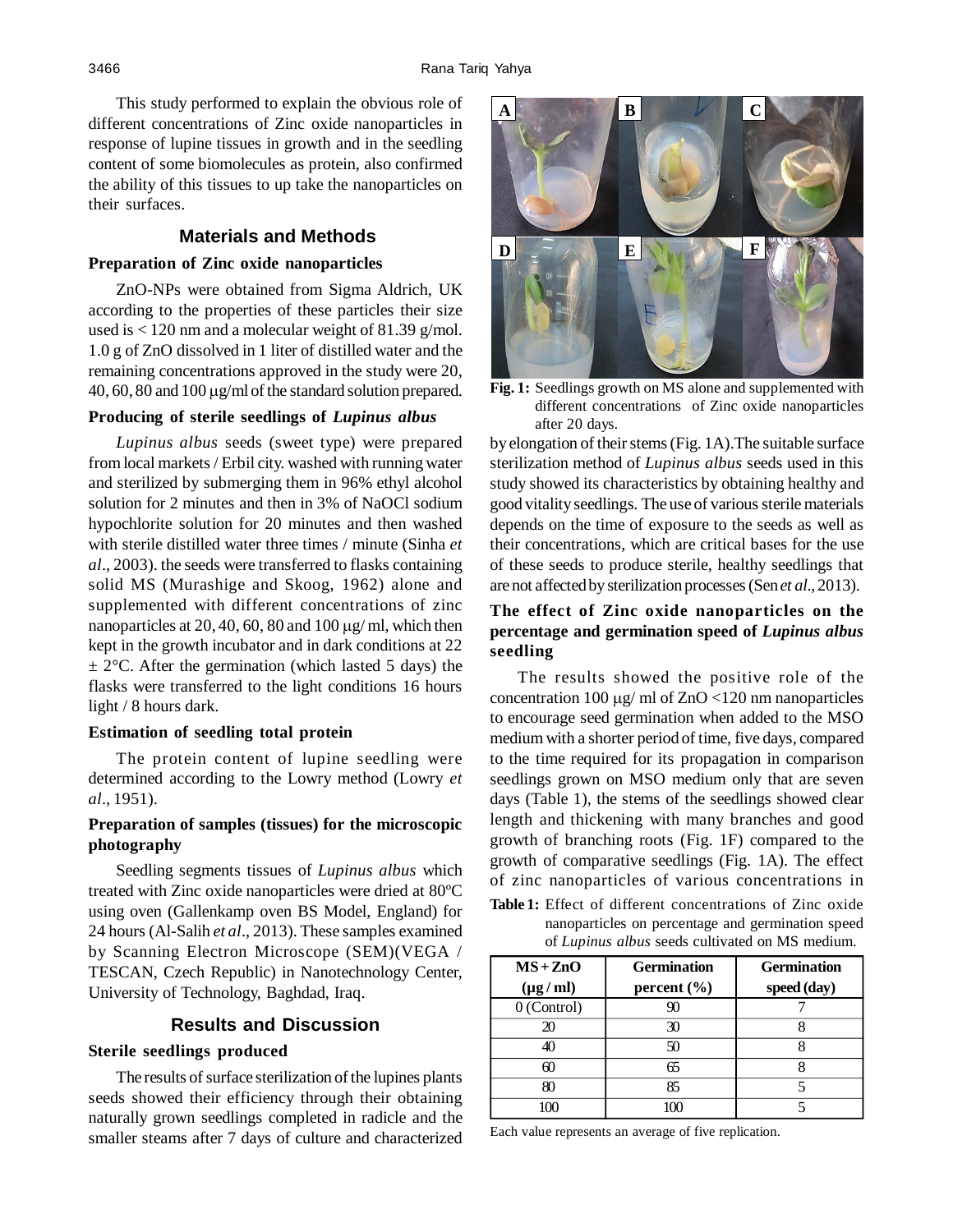This study performed to explain the obvious role of different concentrations of Zinc oxide nanoparticles in response of lupine tissues in growth and in the seedling content of some biomolecules as protein, also confirmed the ability of this tissues to up take the nanoparticles on their surfaces.

## Materials and Methods

### Preparation of Zinc oxide nanoparticles

ZnO-NPs were obtained from Sigma Aldrich, UK according to the properties of these particles their size used is < 120 nm and a molecular weight of 81.39 g/mol. 1.0 g of ZnO dissolved in 1 liter of distilled water and the remaining concentrations approved in the study were 20, 40, 60, 80 and 100 µg/ml of the standard solution prepared.

### Producing of sterile seedlings of *Lupinus albus*

*Lupinus albus* seeds (sweet type) were prepared from local markets / Erbil city. washed with running water and sterilized by submerging them in 96% ethyl alcohol solution for 2 minutes and then in 3% of NaOCl sodium hypochlorite solution for 20 minutes and then washed with sterile distilled water three times / minute (Sinha *et al*., 2003). the seeds were transferred to flasks containing solid MS (Murashige and Skoog, 1962) alone and supplemented with different concentrations of zinc nanoparticles at 20, 40, 60, 80 and 100 µg/ ml, which then kept in the growth incubator and in dark conditions at 22 ± 2°C. After the germination (which lasted 5 days) the flasks were transferred to the light conditions 16 hours light / 8 hours dark.

### Estimation of seedling total protein

The protein content of lupine seedling were determined according to the Lowry method (Lowry *et al*., 1951).

### Preparation of samples (tissues) for the microscopic photography

Seedling segments tissues of *Lupinus albus* which treated with Zinc oxide nanoparticles were dried at 80ºC using oven (Gallenkamp oven BS Model, England) for 24 hours (Al-Salih *et al*., 2013). These samples examined by Scanning Electron Microscope (SEM)(VEGA / TESCAN, Czech Republic) in Nanotechnology Center, University of Technology, Baghdad, Iraq.

## Results and Discussion

### Sterile seedlings produced

The results of surface sterilization of the lupines plants seeds showed their efficiency through their obtaining naturally grown seedlings completed in radicle and the smaller steams after 7 days of culture and characterized by elongation of their stems (Fig. 1A).The suitable surface sterilization method of *Lupinus albus* seeds used in this study showed its characteristics by obtaining healthy and good vitality seedlings. The use of various sterile materials depends on the time of exposure to the seeds as well as their concentrations, which are critical bases for the use of these seeds to produce sterile, healthy seedlings that are not affected by sterilization processes (Sen *et al*., 2013).

**Fig. 1:** Seedlings growth on MS alone and supplemented with different concentrations of Zinc oxide nanoparticles after 20 days.

### The effect of Zinc oxide nanoparticles on the percentage and germination speed of *Lupinus albus* seedling

The results showed the positive role of the concentration 100 µg/ ml of ZnO <120 nm nanoparticles to encourage seed germination when added to the MSO medium with a shorter period of time, five days, compared to the time required for its propagation in comparison seedlings grown on MSO medium only that are seven days (Table 1), the stems of the seedlings showed clear length and thickening with many branches and good growth of branching roots (Fig. 1F) compared to the growth of comparative seedlings (Fig. 1A). The effect of zinc nanoparticles of various concentrations in

**Table 1:** Effect of different concentrations of Zinc oxide nanoparticles on percentage and germination speed of *Lupinus albus* seeds cultivated on MS medium.

| MS + ZnO (µg / ml) | Germination percent (%) | Germination speed (day) |
|---|---|---|
| 0 (Control) | 90 | 7 |
| 20 | 30 | 8 |
| 40 | 50 | 8 |
| 60 | 65 | 8 |
| 80 | 85 | 5 |
| 100 | 100 | 5 |

Each value represents an average of five replication.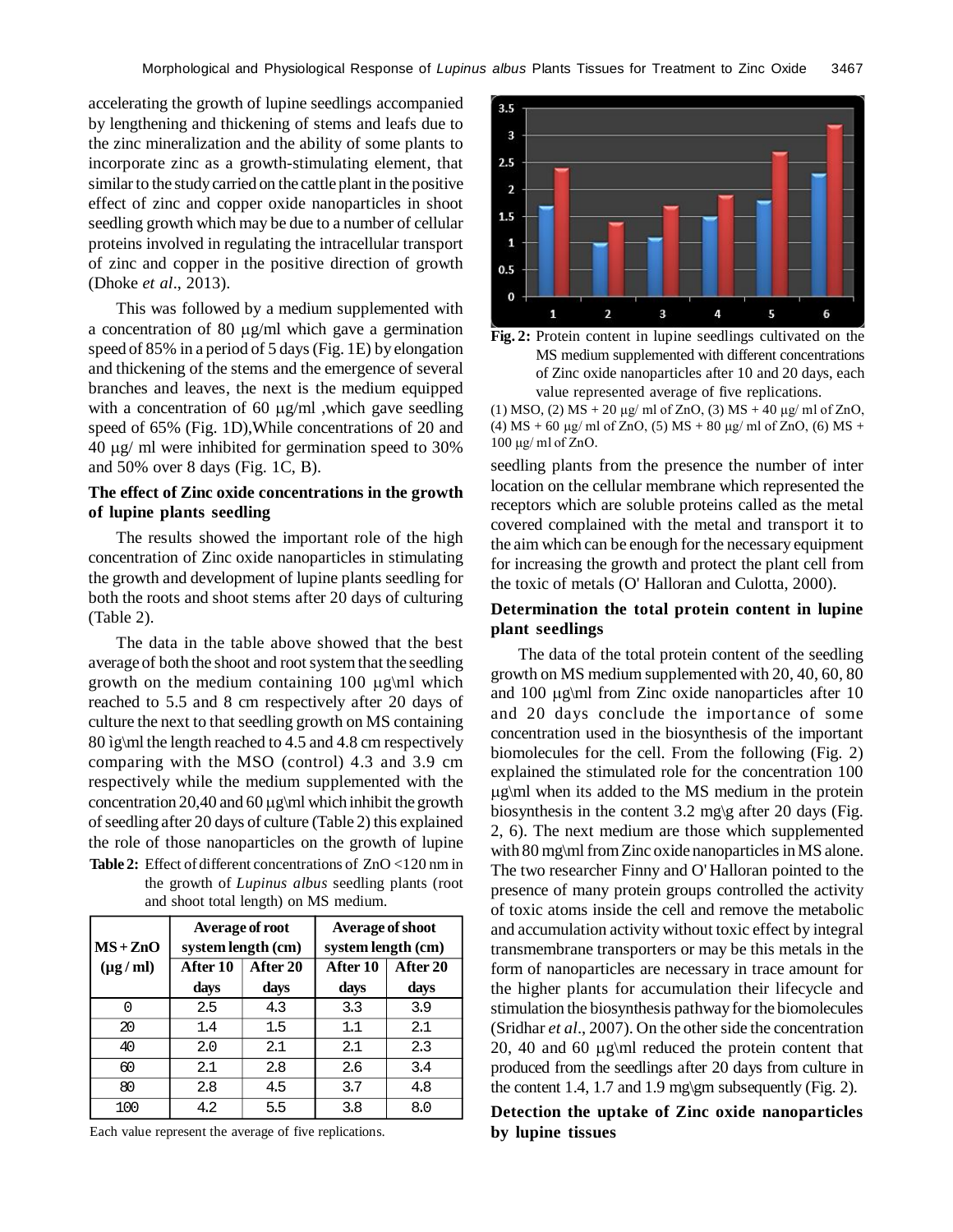accelerating the growth of lupine seedlings accompanied by lengthening and thickening of stems and leafs due to the zinc mineralization and the ability of some plants to incorporate zinc as a growth-stimulating element, that similar to the study carried on the cattle plant in the positive effect of zinc and copper oxide nanoparticles in shoot seedling growth which may be due to a number of cellular proteins involved in regulating the intracellular transport of zinc and copper in the positive direction of growth (Dhoke *et al*., 2013).

This was followed by a medium supplemented with a concentration of 80 μg/ml which gave a germination speed of 85% in a period of 5 days (Fig. 1E) by elongation and thickening of the stems and the emergence of several branches and leaves, the next is the medium equipped with a concentration of 60 μg/ml ,which gave seedling speed of 65% (Fig. 1D),While concentrations of 20 and 40 μg/ ml were inhibited for germination speed to 30% and 50% over 8 days (Fig. 1C, B).

### The effect of Zinc oxide concentrations in the growth of lupine plants seedling

The results showed the important role of the high concentration of Zinc oxide nanoparticles in stimulating the growth and development of lupine plants seedling for both the roots and shoot stems after 20 days of culturing (Table 2).

The data in the table above showed that the best average of both the shoot and root system that the seedling growth on the medium containing 100 μg\ml which reached to 5.5 and 8 cm respectively after 20 days of culture the next to that seedling growth on MS containing 80 ìg\ml the length reached to 4.5 and 4.8 cm respectively comparing with the MSO (control) 4.3 and 3.9 cm respectively while the medium supplemented with the concentration 20,40 and 60 μg\ml which inhibit the growth of seedling after 20 days of culture (Table 2) this explained the role of those nanoparticles on the growth of lupine

**Table 2:** Effect of different concentrations of ZnO <120 nm in the growth of *Lupinus albus* seedling plants (root and shoot total length) on MS medium.

| MS + ZnO (μg / ml) | Average of root system length (cm) | | Average of shoot system length (cm) | |
|---|---|---|---|---|
| | After 10 days | After 20 days | After 10 days | After 20 days |
| 0 | 2.5 | 4.3 | 3.3 | 3.9 |
| 20 | 1.4 | 1.5 | 1.1 | 2.1 |
| 40 | 2.0 | 2.1 | 2.1 | 2.3 |
| 60 | 2.1 | 2.8 | 2.6 | 3.4 |
| 80 | 2.8 | 4.5 | 3.7 | 4.8 |
| 100 | 4.2 | 5.5 | 3.8 | 8.0 |

Each value represent the average of five replications.

**Fig. 2:** Protein content in lupine seedlings cultivated on the MS medium supplemented with different concentrations of Zinc oxide nanoparticles after 10 and 20 days, each value represented average of five replications.

(1) MSO, (2) MS + 20 μg/ ml of ZnO, (3) MS + 40 μg/ ml of ZnO, (4) MS + 60 μg/ ml of ZnO, (5) MS + 80 μg/ ml of ZnO, (6) MS + 100 μg/ ml of ZnO.

seedling plants from the presence the number of inter location on the cellular membrane which represented the receptors which are soluble proteins called as the metal covered complained with the metal and transport it to the aim which can be enough for the necessary equipment for increasing the growth and protect the plant cell from the toxic of metals (O' Halloran and Culotta, 2000).

### Determination the total protein content in lupine plant seedlings

The data of the total protein content of the seedling growth on MS medium supplemented with 20, 40, 60, 80 and 100 μg\ml from Zinc oxide nanoparticles after 10 and 20 days conclude the importance of some concentration used in the biosynthesis of the important biomolecules for the cell. From the following (Fig. 2) explained the stimulated role for the concentration 100 μg\ml when its added to the MS medium in the protein biosynthesis in the content 3.2 mg\g after 20 days (Fig. 2, 6). The next medium are those which supplemented with 80 mg\ml from Zinc oxide nanoparticles in MS alone. The two researcher Finny and O' Halloran pointed to the presence of many protein groups controlled the activity of toxic atoms inside the cell and remove the metabolic and accumulation activity without toxic effect by integral transmembrane transporters or may be this metals in the form of nanoparticles are necessary in trace amount for the higher plants for accumulation their lifecycle and stimulation the biosynthesis pathway for the biomolecules (Sridhar *et al*., 2007). On the other side the concentration 20, 40 and 60 μg\ml reduced the protein content that produced from the seedlings after 20 days from culture in the content 1.4, 1.7 and 1.9 mg\gm subsequently (Fig. 2).

### Detection the uptake of Zinc oxide nanoparticles by lupine tissues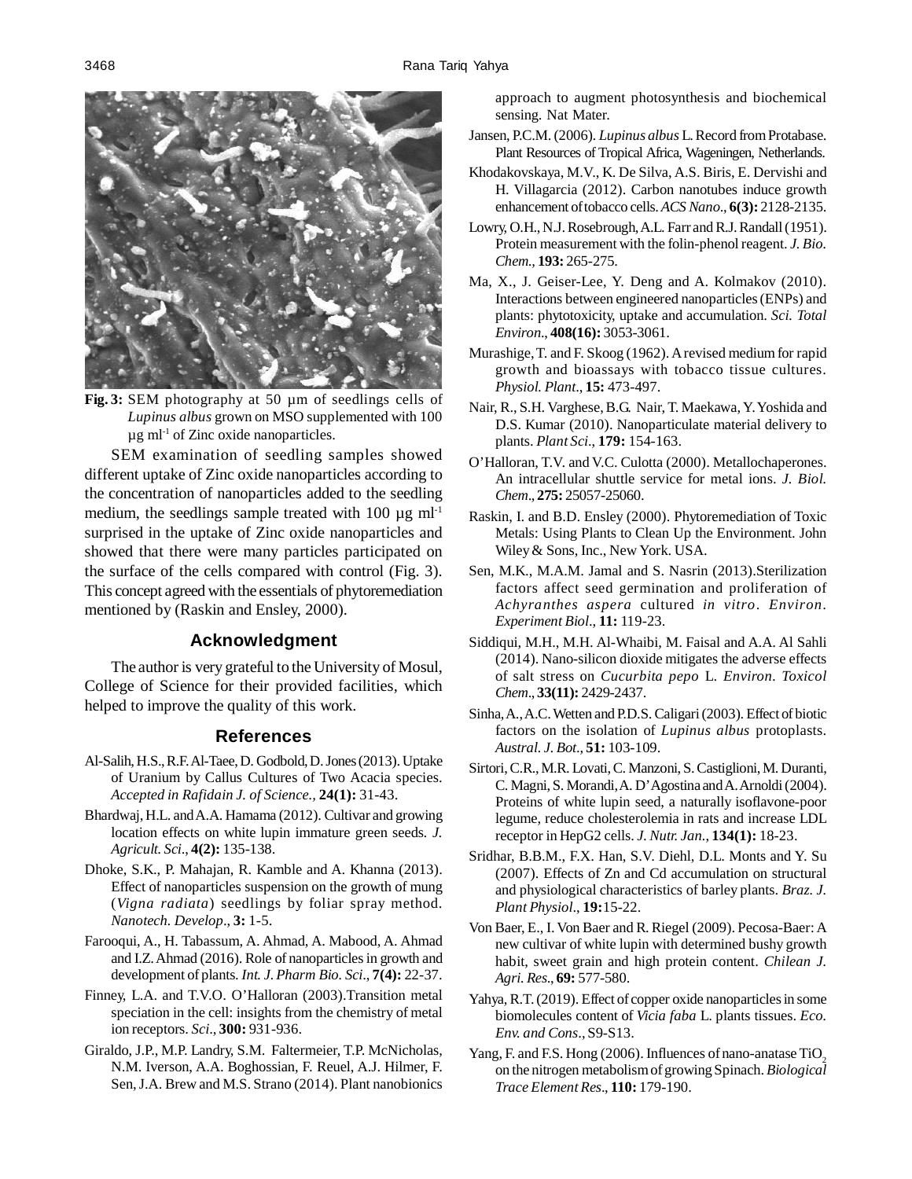**Fig. 3:** SEM photography at 50 µm of seedlings cells of *Lupinus albus* grown on MSO supplemented with 100 µg $ml^{-1}$ of Zinc oxide nanoparticles.

SEM examination of seedling samples showed different uptake of Zinc oxide nanoparticles according to the concentration of nanoparticles added to the seedling medium, the seedlings sample treated with 100 µg $ml^{-1}$ surprised in the uptake of Zinc oxide nanoparticles and showed that there were many particles participated on the surface of the cells compared with control (Fig. 3). This concept agreed with the essentials of phytoremediation mentioned by (Raskin and Ensley, 2000).

## Acknowledgment

The author is very grateful to the University of Mosul, College of Science for their provided facilities, which helped to improve the quality of this work.

## References

Al-Salih, H.S., R.F. Al-Taee, D. Godbold, D. Jones (2013). Uptake of Uranium by Callus Cultures of Two Acacia species. *Accepted in Rafidain J. of Science.,* **24(1):** 31-43.

Bhardwaj, H.L. and A.A. Hamama (2012). Cultivar and growing location effects on white lupin immature green seeds. *J. Agricult. Sci*., **4(2):** 135-138.

Dhoke, S.K., P. Mahajan, R. Kamble and A. Khanna (2013). Effect of nanoparticles suspension on the growth of mung (*Vigna radiata*) seedlings by foliar spray method. *Nanotech. Develop*., **3:** 1-5.

Farooqui, A., H. Tabassum, A. Ahmad, A. Mabood, A. Ahmad and I.Z. Ahmad (2016). Role of nanoparticles in growth and development of plants. *Int. J. Pharm Bio. Sci*., **7(4):** 22-37.

Finney, L.A. and T.V.O. O'Halloran (2003).Transition metal speciation in the cell: insights from the chemistry of metal ion receptors. *Sci.,* **300:** 931-936.

Giraldo, J.P., M.P. Landry, S.M. Faltermeier, T.P. McNicholas, N.M. Iverson, A.A. Boghossian, F. Reuel, A.J. Hilmer, F. Sen, J.A. Brew and M.S. Strano (2014). Plant nanobionics approach to augment photosynthesis and biochemical sensing. Nat Mater.

Jansen, P.C.M. (2006). *Lupinus albus* L. Record from Protabase. Plant Resources of Tropical Africa, Wageningen, Netherlands.

Khodakovskaya, M.V., K. De Silva, A.S. Biris, E. Dervishi and H. Villagarcia (2012). Carbon nanotubes induce growth enhancement of tobacco cells. *ACS Nano*., **6(3):** 2128-2135.

Lowry, O.H., N.J. Rosebrough, A.L. Farr and R.J. Randall (1951). Protein measurement with the folin-phenol reagent. *J. Bio. Chem*., **193:** 265-275.

Ma, X., J. Geiser-Lee, Y. Deng and A. Kolmakov (2010). Interactions between engineered nanoparticles (ENPs) and plants: phytotoxicity, uptake and accumulation. *Sci. Total Environ*., **408(16):** 3053-3061.

Murashige, T. and F. Skoog (1962). A revised medium for rapid growth and bioassays with tobacco tissue cultures. *Physiol. Plant*., **15:** 473-497.

Nair, R., S.H. Varghese, B.G. Nair, T. Maekawa, Y. Yoshida and D.S. Kumar (2010). Nanoparticulate material delivery to plants. *Plant Sci*., **179:** 154-163.

O'Halloran, T.V. and V.C. Culotta (2000). Metallochaperones. An intracellular shuttle service for metal ions. *J. Biol. Chem*., **275:** 25057-25060.

Raskin, I. and B.D. Ensley (2000). Phytoremediation of Toxic Metals: Using Plants to Clean Up the Environment. John Wiley & Sons, Inc., New York. USA.

Sen, M.K., M.A.M. Jamal and S. Nasrin (2013).Sterilization factors affect seed germination and proliferation of *Achyranthes aspera* cultured *in vitro*. *Environ. Experiment Biol*., **11:** 119-23.

Siddiqui, M.H., M.H. Al-Whaibi, M. Faisal and A.A. Al Sahli (2014). Nano-silicon dioxide mitigates the adverse effects of salt stress on *Cucurbita pepo* L. *Environ. Toxicol Chem*., **33(11):** 2429-2437.

Sinha, A., A.C. Wetten and P.D.S. Caligari (2003). Effect of biotic factors on the isolation of *Lupinus albus* protoplasts. *Austral. J. Bot*., **51:** 103-109.

Sirtori, C.R., M.R. Lovati, C. Manzoni, S. Castiglioni, M. Duranti, C. Magni, S. Morandi, A. D'Agostina and A. Arnoldi (2004). Proteins of white lupin seed, a naturally isoflavone-poor legume, reduce cholesterolemia in rats and increase LDL receptor in HepG2 cells. *J. Nutr. Jan*., **134(1):** 18-23.

Sridhar, B.B.M., F.X. Han, S.V. Diehl, D.L. Monts and Y. Su (2007). Effects of Zn and Cd accumulation on structural and physiological characteristics of barley plants. *Braz. J. Plant Physiol*., **19:**15-22.

Von Baer, E., I. Von Baer and R. Riegel (2009). Pecosa-Baer: A new cultivar of white lupin with determined bushy growth habit, sweet grain and high protein content. *Chilean J. Agri. Res*., **69:** 577-580.

Yahya, R.T. (2019). Effect of copper oxide nanoparticles in some biomolecules content of *Vicia faba* L. plants tissues. *Eco. Env. and Cons*., S9-S13.

Yang, F. and F.S. Hong (2006). Influences of nano-anatase $TiO_2$ on the nitrogen metabolism of growing Spinach. *Biological Trace Element Res*., **110:** 179-190.